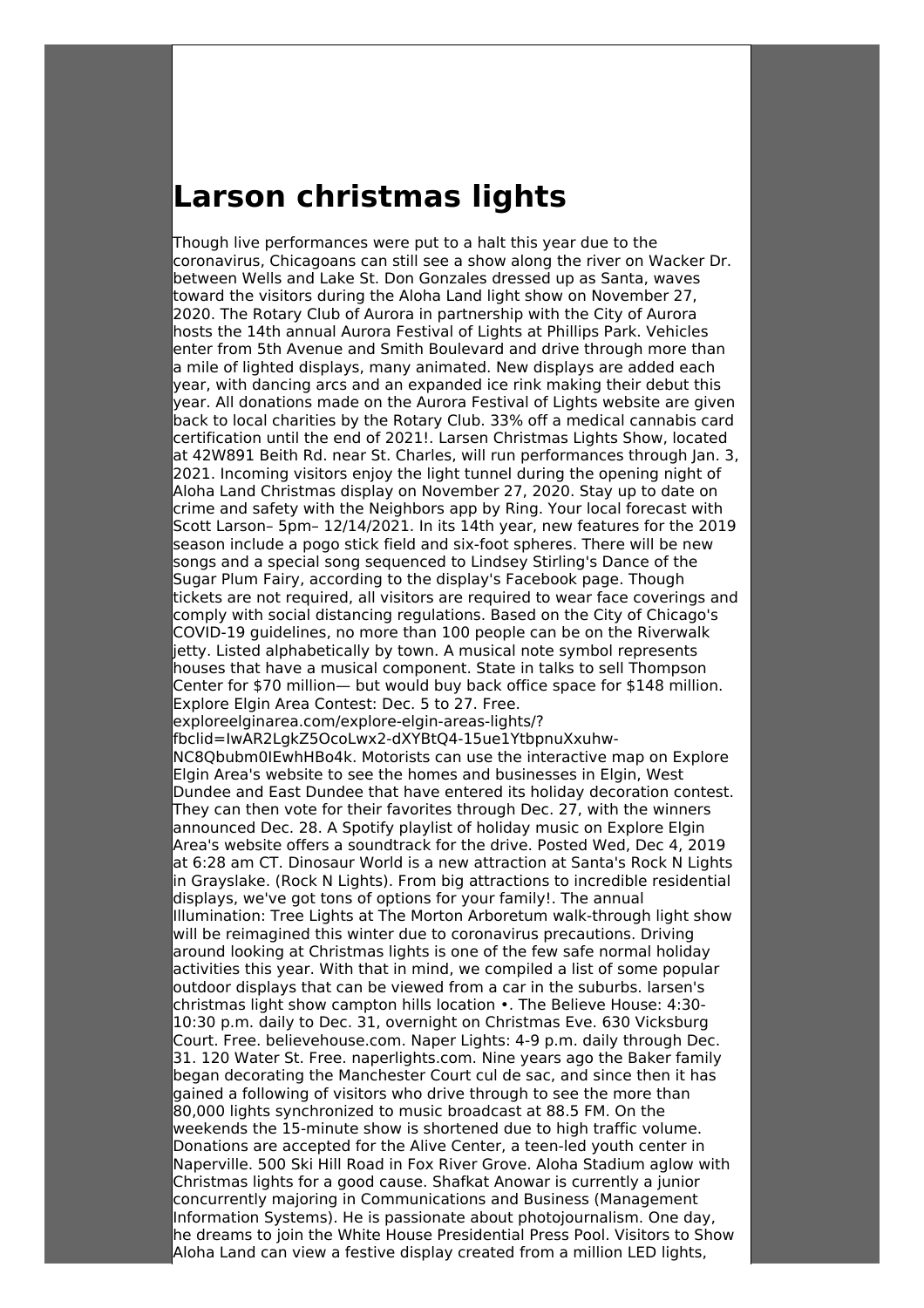# Larson christmas lights

Though live performances were put to a halt this year due to the coronavirus, Chicagoans can still see a show along the river on Wacker Dr. between Wells and Lake St. Don Gonzales dressed up as Santa, waves toward the visitors during the Aloha Land light show on November 27, 2020. The Rotary Club of Aurora in partnership with the City of Aurora hosts the 14th annual Aurora Festival of Lights at Phillips Park. Vehicles enter from 5th Avenue and Smith Boulevard and drive through more than a mile of lighted displays, many animated. New displays are added each year, with dancing arcs and an expanded ice rink making their debut this year. All donations made on the Aurora Festival of Lights website are given back to local charities by the Rotary Club. 33% off a medical cannabis card certification until the end of 2021!. Larsen Christmas Lights Show, located at 42W891 Beith Rd. near St. Charles, will run performances through Jan. 3, 2021. Incoming visitors enjoy the light tunnel during the opening night of Aloha Land Christmas display on November 27, 2020. Stay up to date on crime and safety with the Neighbors app by Ring. Your local forecast with Scott Larson– 5pm– 12/14/2021. In its 14th year, new features for the 2019 season include a pogo stick field and six-foot spheres. There will be new songs and a special song sequenced to Lindsey Stirling's Dance of the Sugar Plum Fairy, according to the display's Facebook page. Though tickets are not required, all visitors are required to wear face coverings and comply with social distancing regulations. Based on the City of Chicago's COVID-19 guidelines, no more than 100 people can be on the Riverwalk jetty. Listed alphabetically by town. A musical note symbol represents houses that have a musical component. State in talks to sell Thompson Center for $70 million— but would buy back office space for $148 million. Explore Elgin Area Contest: Dec. 5 to 27. Free. exploreelginarea.com/explore-elgin-areas-lights/?fbclid=IwAR2LgkZ5OcoLwx2-dXYBtQ4-15ue1YtbpnuXxuhw-NC8Qbubm0IEwhHBo4k. Motorists can use the interactive map on Explore Elgin Area's website to see the homes and businesses in Elgin, West Dundee and East Dundee that have entered its holiday decoration contest. They can then vote for their favorites through Dec. 27, with the winners announced Dec. 28. A Spotify playlist of holiday music on Explore Elgin Area's website offers a soundtrack for the drive. Posted Wed, Dec 4, 2019 at 6:28 am CT. Dinosaur World is a new attraction at Santa's Rock N Lights in Grayslake. (Rock N Lights). From big attractions to incredible residential displays, we've got tons of options for your family!. The annual Illumination: Tree Lights at The Morton Arboretum walk-through light show will be reimagined this winter due to coronavirus precautions. Driving around looking at Christmas lights is one of the few safe normal holiday activities this year. With that in mind, we compiled a list of some popular outdoor displays that can be viewed from a car in the suburbs. larsen's christmas light show campton hills location •. The Believe House: 4:30-10:30 p.m. daily to Dec. 31, overnight on Christmas Eve. 630 Vicksburg Court. Free. believehouse.com. Naper Lights: 4-9 p.m. daily through Dec. 31. 120 Water St. Free. naperlights.com. Nine years ago the Baker family began decorating the Manchester Court cul de sac, and since then it has gained a following of visitors who drive through to see the more than 80,000 lights synchronized to music broadcast at 88.5 FM. On the weekends the 15-minute show is shortened due to high traffic volume. Donations are accepted for the Alive Center, a teen-led youth center in Naperville. 500 Ski Hill Road in Fox River Grove. Aloha Stadium aglow with Christmas lights for a good cause. Shafkat Anowar is currently a junior concurrently majoring in Communications and Business (Management Information Systems). He is passionate about photojournalism. One day, he dreams to join the White House Presidential Press Pool. Visitors to Show Aloha Land can view a festive display created from a million LED lights,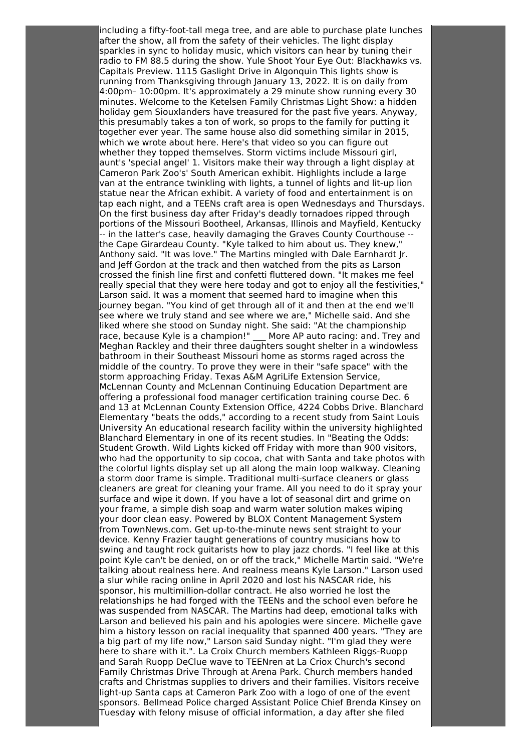including a fifty-foot-tall mega tree, and are able to purchase plate lunches after the show, all from the safety of their vehicles. The light display sparkles in sync to holiday music, which visitors can hear by tuning their radio to FM 88.5 during the show. Yule Shoot Your Eye Out: Blackhawks vs. Capitals Preview. 1115 Gaslight Drive in Algonquin This lights show is running from Thanksgiving through January 13, 2022. It is on daily from 4:00pm– 10:00pm. It's approximately a 29 minute show running every 30 minutes. Welcome to the Ketelsen Family Christmas Light Show: a hidden holiday gem Siouxlanders have treasured for the past five years. Anyway, this presumably takes a ton of work, so props to the family for putting it together ever year. The same house also did something similar in 2015, which we wrote about here. Here's that video so you can figure out whether they topped themselves. Storm victims include Missouri girl, aunt's 'special angel' 1. Visitors make their way through a light display at Cameron Park Zoo's' South American exhibit. Highlights include a large van at the entrance twinkling with lights, a tunnel of lights and lit-up lion statue near the African exhibit. A variety of food and entertainment is on tap each night, and a TEENs craft area is open Wednesdays and Thursdays. On the first business day after Friday's deadly tornadoes ripped through portions of the Missouri Bootheel, Arkansas, Illinois and Mayfield, Kentucky -- in the latter's case, heavily damaging the Graves County Courthouse -- the Cape Girardeau County. "Kyle talked to him about us. They knew," Anthony said. "It was love." The Martins mingled with Dale Earnhardt Jr. and Jeff Gordon at the track and then watched from the pits as Larson crossed the finish line first and confetti fluttered down. "It makes me feel really special that they were here today and got to enjoy all the festivities," Larson said. It was a moment that seemed hard to imagine when this journey began. "You kind of get through all of it and then at the end we'll see where we truly stand and see where we are," Michelle said. And she liked where she stood on Sunday night. She said: "At the championship race, because Kyle is a champion!" ___ More AP auto racing: and. Trey and Meghan Rackley and their three daughters sought shelter in a windowless bathroom in their Southeast Missouri home as storms raged across the middle of the country. To prove they were in their "safe space" with the storm approaching Friday. Texas A&M AgriLife Extension Service, McLennan County and McLennan Continuing Education Department are offering a professional food manager certification training course Dec. 6 and 13 at McLennan County Extension Office, 4224 Cobbs Drive. Blanchard Elementary "beats the odds," according to a recent study from Saint Louis University An educational research facility within the university highlighted Blanchard Elementary in one of its recent studies. In "Beating the Odds: Student Growth. Wild Lights kicked off Friday with more than 900 visitors, who had the opportunity to sip cocoa, chat with Santa and take photos with the colorful lights display set up all along the main loop walkway. Cleaning a storm door frame is simple. Traditional multi-surface cleaners or glass cleaners are great for cleaning your frame. All you need to do it spray your surface and wipe it down. If you have a lot of seasonal dirt and grime on your frame, a simple dish soap and warm water solution makes wiping your door clean easy. Powered by BLOX Content Management System from TownNews.com. Get up-to-the-minute news sent straight to your device. Kenny Frazier taught generations of country musicians how to swing and taught rock guitarists how to play jazz chords. "I feel like at this point Kyle can't be denied, on or off the track," Michelle Martin said. "We're talking about realness here. And realness means Kyle Larson." Larson used a slur while racing online in April 2020 and lost his NASCAR ride, his sponsor, his multimillion-dollar contract. He also worried he lost the relationships he had forged with the TEENs and the school even before he was suspended from NASCAR. The Martins had deep, emotional talks with Larson and believed his pain and his apologies were sincere. Michelle gave him a history lesson on racial inequality that spanned 400 years. "They are a big part of my life now," Larson said Sunday night. "I'm glad they were here to share with it.". La Croix Church members Kathleen Riggs-Ruopp and Sarah Ruopp DeClue wave to TEENren at La Criox Church's second Family Christmas Drive Through at Arena Park. Church members handed crafts and Christmas supplies to drivers and their families. Visitors receive light-up Santa caps at Cameron Park Zoo with a logo of one of the event sponsors. Bellmead Police charged Assistant Police Chief Brenda Kinsey on Tuesday with felony misuse of official information, a day after she filed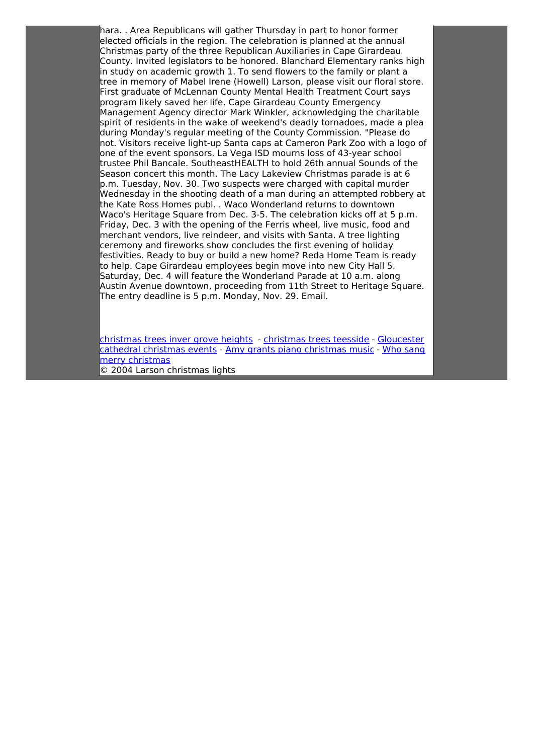hara. . Area Republicans will gather Thursday in part to honor former elected officials in the region. The celebration is planned at the annual Christmas party of the three Republican Auxiliaries in Cape Girardeau County. Invited legislators to be honored. Blanchard Elementary ranks high in study on academic growth 1. To send flowers to the family or plant a tree in memory of Mabel Irene (Howell) Larson, please visit our floral store. First graduate of McLennan County Mental Health Treatment Court says program likely saved her life. Cape Girardeau County Emergency Management Agency director Mark Winkler, acknowledging the charitable spirit of residents in the wake of weekend's deadly tornadoes, made a plea during Monday's regular meeting of the County Commission. "Please do not. Visitors receive light-up Santa caps at Cameron Park Zoo with a logo of one of the event sponsors. La Vega ISD mourns loss of 43-year school trustee Phil Bancale. SoutheastHEALTH to hold 26th annual Sounds of the Season concert this month. The Lacy Lakeview Christmas parade is at 6 p.m. Tuesday, Nov. 30. Two suspects were charged with capital murder Wednesday in the shooting death of a man during an attempted robbery at the Kate Ross Homes publ. . Waco Wonderland returns to downtown Waco's Heritage Square from Dec. 3-5. The celebration kicks off at 5 p.m. Friday, Dec. 3 with the opening of the Ferris wheel, live music, food and merchant vendors, live reindeer, and visits with Santa. A tree lighting ceremony and fireworks show concludes the first evening of holiday festivities. Ready to buy or build a new home? Reda Home Team is ready to help. Cape Girardeau employees begin move into new City Hall 5. Saturday, Dec. 4 will feature the Wonderland Parade at 10 a.m. along Austin Avenue downtown, proceeding from 11th Street to Heritage Square. The entry deadline is 5 p.m. Monday, Nov. 29. Email.

christmas trees inver grove heights - christmas trees teesside - Gloucester cathedral christmas events - Amy grants piano christmas music - Who sang merry christmas

© 2004 Larson christmas lights